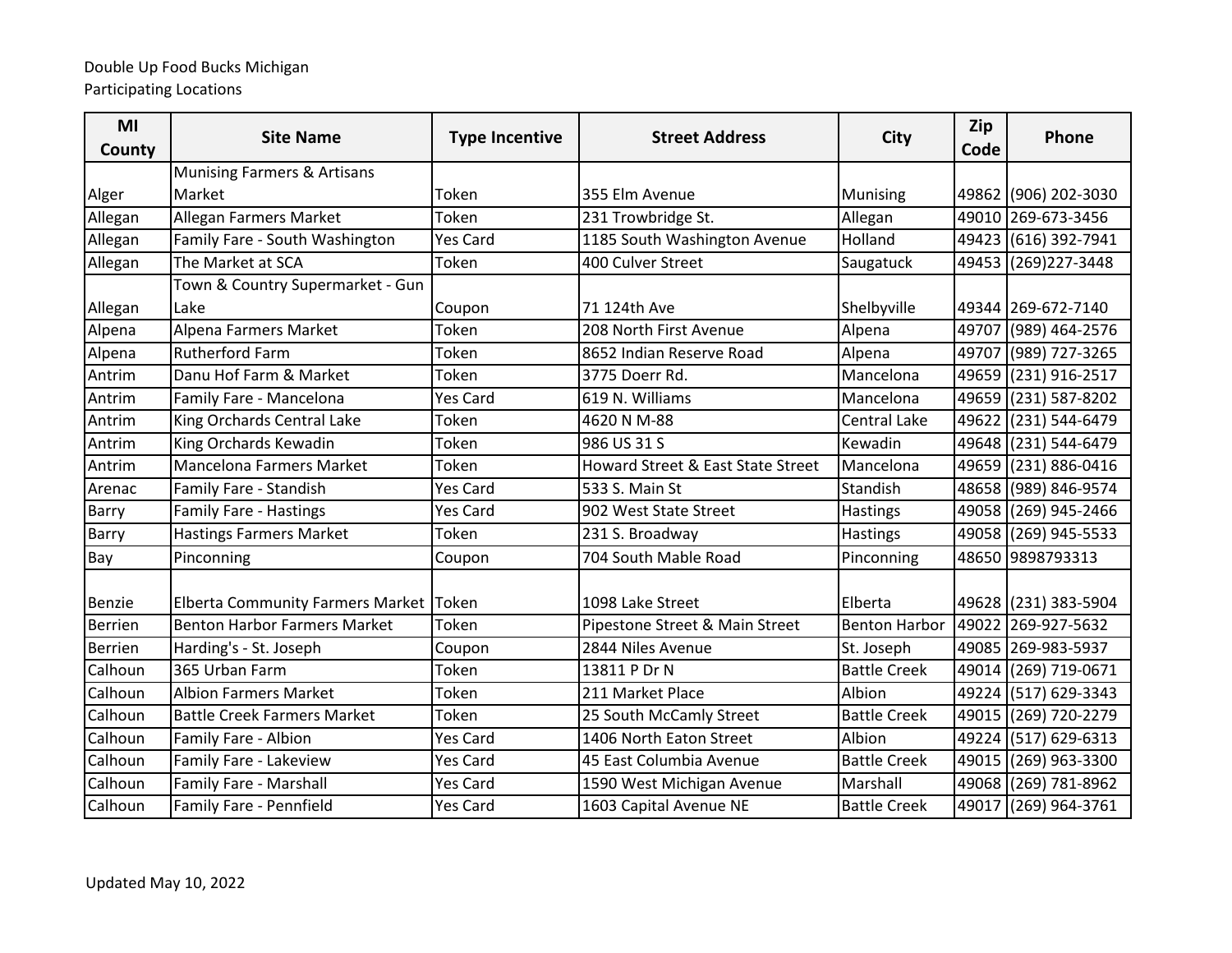Double Up Food Bucks Michigan
Participating Locations

| MI County | Site Name | Type Incentive | Street Address | City | Zip Code | Phone |
|---|---|---|---|---|---|---|
| Alger | Munising Farmers & Artisans Market | Token | 355 Elm Avenue | Munising | 49862 | (906) 202-3030 |
| Allegan | Allegan Farmers Market | Token | 231 Trowbridge St. | Allegan | 49010 | 269-673-3456 |
| Allegan | Family Fare - South Washington | Yes Card | 1185 South Washington Avenue | Holland | 49423 | (616) 392-7941 |
| Allegan | The Market at SCA | Token | 400 Culver Street | Saugatuck | 49453 | (269)227-3448 |
| Allegan | Town & Country Supermarket - Gun Lake | Coupon | 71 124th Ave | Shelbyville | 49344 | 269-672-7140 |
| Alpena | Alpena Farmers Market | Token | 208 North First Avenue | Alpena | 49707 | (989) 464-2576 |
| Alpena | Rutherford Farm | Token | 8652 Indian Reserve Road | Alpena | 49707 | (989) 727-3265 |
| Antrim | Danu Hof Farm & Market | Token | 3775 Doerr Rd. | Mancelona | 49659 | (231) 916-2517 |
| Antrim | Family Fare - Mancelona | Yes Card | 619 N. Williams | Mancelona | 49659 | (231) 587-8202 |
| Antrim | King Orchards Central Lake | Token | 4620 N M-88 | Central Lake | 49622 | (231) 544-6479 |
| Antrim | King Orchards Kewadin | Token | 986 US 31 S | Kewadin | 49648 | (231) 544-6479 |
| Antrim | Mancelona Farmers Market | Token | Howard Street & East State Street | Mancelona | 49659 | (231) 886-0416 |
| Arenac | Family Fare - Standish | Yes Card | 533 S. Main St | Standish | 48658 | (989) 846-9574 |
| Barry | Family Fare - Hastings | Yes Card | 902 West State Street | Hastings | 49058 | (269) 945-2466 |
| Barry | Hastings Farmers Market | Token | 231 S. Broadway | Hastings | 49058 | (269) 945-5533 |
| Bay | Pinconning | Coupon | 704 South Mable Road | Pinconning | 48650 | 9898793313 |
| Benzie | Elberta Community Farmers Market | Token | 1098 Lake Street | Elberta | 49628 | (231) 383-5904 |
| Berrien | Benton Harbor Farmers Market | Token | Pipestone Street & Main Street | Benton Harbor | 49022 | 269-927-5632 |
| Berrien | Harding's - St. Joseph | Coupon | 2844 Niles Avenue | St. Joseph | 49085 | 269-983-5937 |
| Calhoun | 365 Urban Farm | Token | 13811 P Dr N | Battle Creek | 49014 | (269) 719-0671 |
| Calhoun | Albion Farmers Market | Token | 211 Market Place | Albion | 49224 | (517) 629-3343 |
| Calhoun | Battle Creek Farmers Market | Token | 25 South McCamly Street | Battle Creek | 49015 | (269) 720-2279 |
| Calhoun | Family Fare - Albion | Yes Card | 1406 North Eaton Street | Albion | 49224 | (517) 629-6313 |
| Calhoun | Family Fare - Lakeview | Yes Card | 45 East Columbia Avenue | Battle Creek | 49015 | (269) 963-3300 |
| Calhoun | Family Fare - Marshall | Yes Card | 1590 West Michigan Avenue | Marshall | 49068 | (269) 781-8962 |
| Calhoun | Family Fare - Pennfield | Yes Card | 1603 Capital Avenue NE | Battle Creek | 49017 | (269) 964-3761 |

Updated May 10, 2022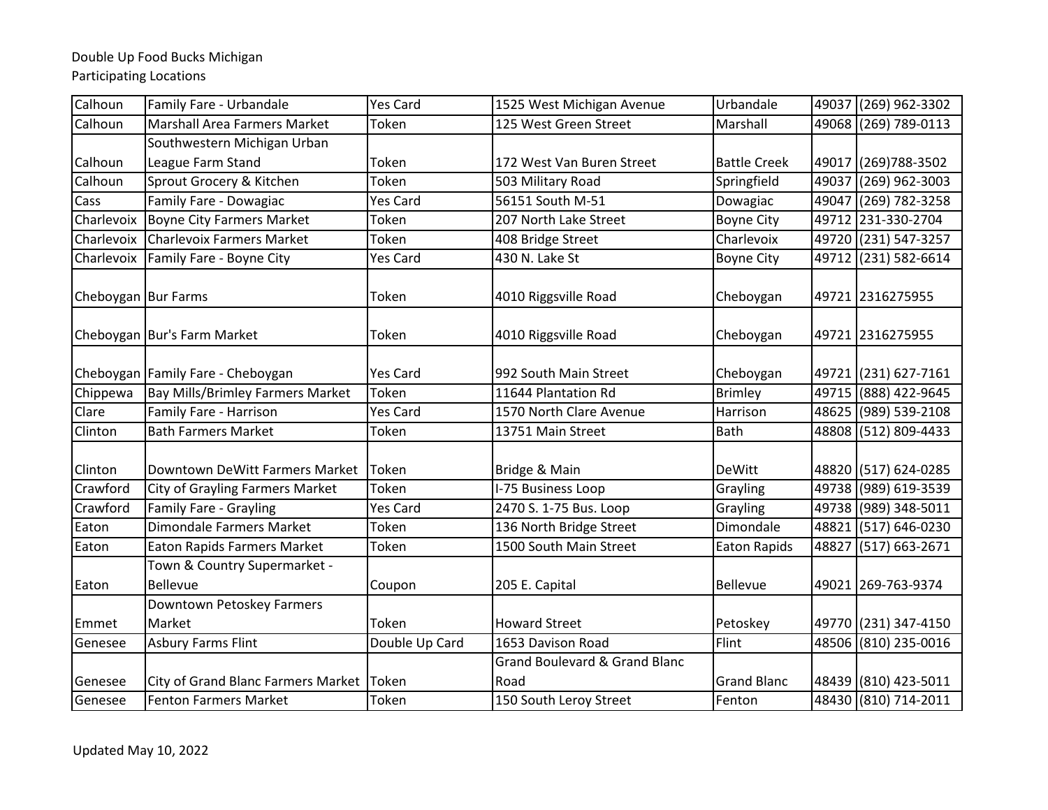Double Up Food Bucks Michigan
Participating Locations

| | | | | | | |
|---|---|---|---|---|---|---|
| Calhoun | Family Fare - Urbandale | Yes Card | 1525 West Michigan Avenue | Urbandale | 49037 | (269) 962-3302 |
| Calhoun | Marshall Area Farmers Market | Token | 125 West Green Street | Marshall | 49068 | (269) 789-0113 |
| Calhoun | Southwestern Michigan Urban League Farm Stand | Token | 172 West Van Buren Street | Battle Creek | 49017 | (269)788-3502 |
| Calhoun | Sprout Grocery & Kitchen | Token | 503 Military Road | Springfield | 49037 | (269) 962-3003 |
| Cass | Family Fare - Dowagiac | Yes Card | 56151 South M-51 | Dowagiac | 49047 | (269) 782-3258 |
| Charlevoix | Boyne City Farmers Market | Token | 207 North Lake Street | Boyne City | 49712 | 231-330-2704 |
| Charlevoix | Charlevoix Farmers Market | Token | 408 Bridge Street | Charlevoix | 49720 | (231) 547-3257 |
| Charlevoix | Family Fare - Boyne City | Yes Card | 430 N. Lake St | Boyne City | 49712 | (231) 582-6614 |
| Cheboygan | Bur Farms | Token | 4010 Riggsville Road | Cheboygan | 49721 | 2316275955 |
| Cheboygan | Bur's Farm Market | Token | 4010 Riggsville Road | Cheboygan | 49721 | 2316275955 |
| Cheboygan | Family Fare - Cheboygan | Yes Card | 992 South Main Street | Cheboygan | 49721 | (231) 627-7161 |
| Chippewa | Bay Mills/Brimley Farmers Market | Token | 11644 Plantation Rd | Brimley | 49715 | (888) 422-9645 |
| Clare | Family Fare - Harrison | Yes Card | 1570 North Clare Avenue | Harrison | 48625 | (989) 539-2108 |
| Clinton | Bath Farmers Market | Token | 13751 Main Street | Bath | 48808 | (512) 809-4433 |
| Clinton | Downtown DeWitt Farmers Market | Token | Bridge & Main | DeWitt | 48820 | (517) 624-0285 |
| Crawford | City of Grayling Farmers Market | Token | I-75 Business Loop | Grayling | 49738 | (989) 619-3539 |
| Crawford | Family Fare - Grayling | Yes Card | 2470 S. 1-75 Bus. Loop | Grayling | 49738 | (989) 348-5011 |
| Eaton | Dimondale Farmers Market | Token | 136 North Bridge Street | Dimondale | 48821 | (517) 646-0230 |
| Eaton | Eaton Rapids Farmers Market | Token | 1500 South Main Street | Eaton Rapids | 48827 | (517) 663-2671 |
| Eaton | Town & Country Supermarket - Bellevue | Coupon | 205 E. Capital | Bellevue | 49021 | 269-763-9374 |
| Emmet | Downtown Petoskey Farmers Market | Token | Howard Street | Petoskey | 49770 | (231) 347-4150 |
| Genesee | Asbury Farms Flint | Double Up Card | 1653 Davison Road | Flint | 48506 | (810) 235-0016 |
| Genesee | City of Grand Blanc Farmers Market | Token | Grand Boulevard & Grand Blanc Road | Grand Blanc | 48439 | (810) 423-5011 |
| Genesee | Fenton Farmers Market | Token | 150 South Leroy Street | Fenton | 48430 | (810) 714-2011 |

Updated May 10, 2022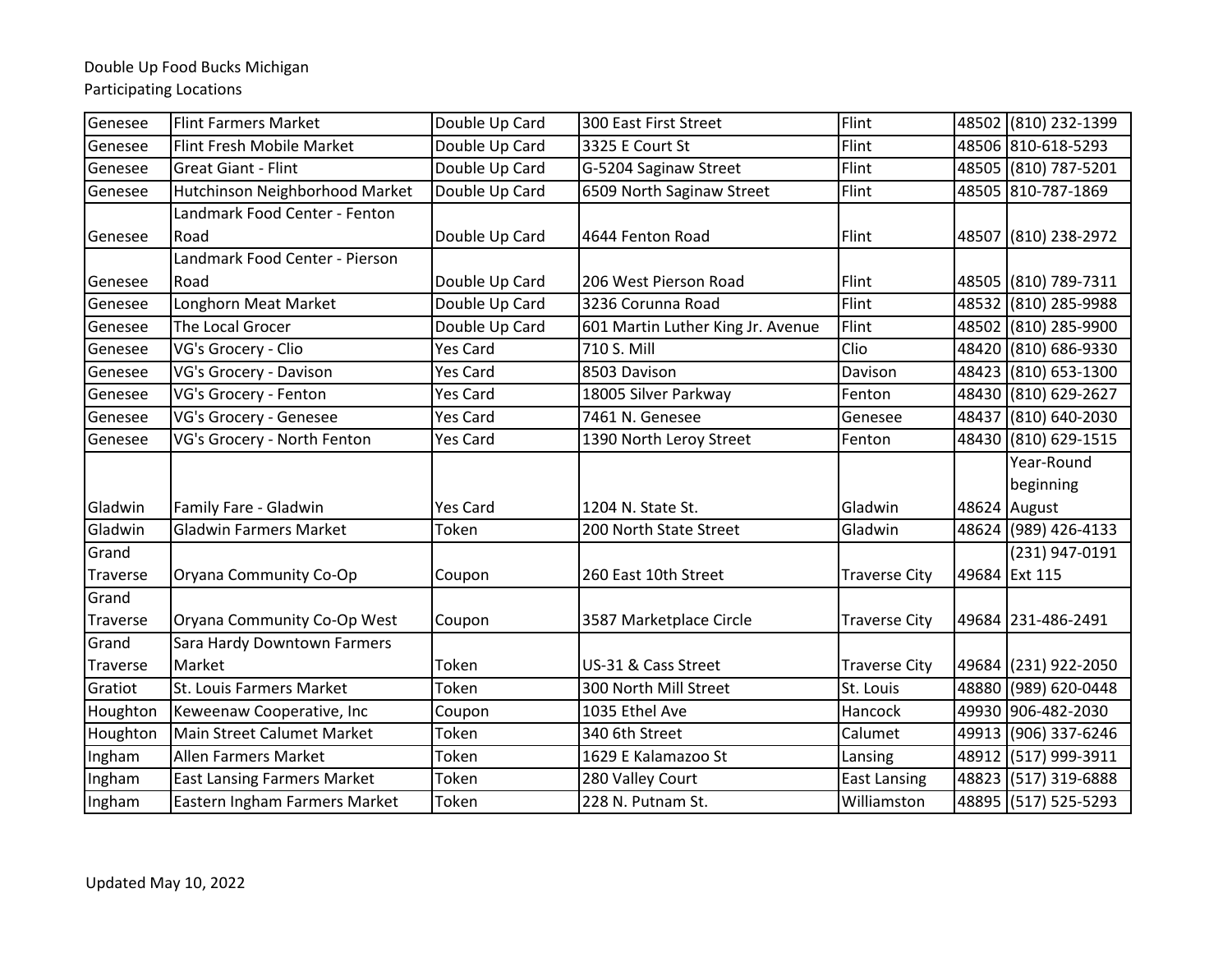Double Up Food Bucks Michigan
Participating Locations

| | | | | | | |
|---|---|---|---|---|---|---|
| Genesee | Flint Farmers Market | Double Up Card | 300 East First Street | Flint | 48502 | (810) 232-1399 |
| Genesee | Flint Fresh Mobile Market | Double Up Card | 3325 E Court St | Flint | 48506 | 810-618-5293 |
| Genesee | Great Giant - Flint | Double Up Card | G-5204 Saginaw Street | Flint | 48505 | (810) 787-5201 |
| Genesee | Hutchinson Neighborhood Market | Double Up Card | 6509 North Saginaw Street | Flint | 48505 | 810-787-1869 |
| Genesee | Landmark Food Center - Fenton Road | Double Up Card | 4644 Fenton Road | Flint | 48507 | (810) 238-2972 |
| Genesee | Landmark Food Center - Pierson Road | Double Up Card | 206 West Pierson Road | Flint | 48505 | (810) 789-7311 |
| Genesee | Longhorn Meat Market | Double Up Card | 3236 Corunna Road | Flint | 48532 | (810) 285-9988 |
| Genesee | The Local Grocer | Double Up Card | 601 Martin Luther King Jr. Avenue | Flint | 48502 | (810) 285-9900 |
| Genesee | VG's Grocery - Clio | Yes Card | 710 S. Mill | Clio | 48420 | (810) 686-9330 |
| Genesee | VG's Grocery - Davison | Yes Card | 8503 Davison | Davison | 48423 | (810) 653-1300 |
| Genesee | VG's Grocery - Fenton | Yes Card | 18005 Silver Parkway | Fenton | 48430 | (810) 629-2627 |
| Genesee | VG's Grocery - Genesee | Yes Card | 7461 N. Genesee | Genesee | 48437 | (810) 640-2030 |
| Genesee | VG's Grocery - North Fenton | Yes Card | 1390 North Leroy Street | Fenton | 48430 | (810) 629-1515 |
| Gladwin | Family Fare - Gladwin | Yes Card | 1204 N. State St. | Gladwin | 48624 | Year-Round beginning August |
| Gladwin | Gladwin Farmers Market | Token | 200 North State Street | Gladwin | 48624 | (989) 426-4133 |
| Grand Traverse | Oryana Community Co-Op | Coupon | 260 East 10th Street | Traverse City | 49684 | (231) 947-0191 Ext 115 |
| Grand Traverse | Oryana Community Co-Op West | Coupon | 3587 Marketplace Circle | Traverse City | 49684 | 231-486-2491 |
| Grand Traverse | Sara Hardy Downtown Farmers Market | Token | US-31 & Cass Street | Traverse City | 49684 | (231) 922-2050 |
| Gratiot | St. Louis Farmers Market | Token | 300 North Mill Street | St. Louis | 48880 | (989) 620-0448 |
| Houghton | Keweenaw Cooperative, Inc | Coupon | 1035 Ethel Ave | Hancock | 49930 | 906-482-2030 |
| Houghton | Main Street Calumet Market | Token | 340 6th Street | Calumet | 49913 | (906) 337-6246 |
| Ingham | Allen Farmers Market | Token | 1629 E Kalamazoo St | Lansing | 48912 | (517) 999-3911 |
| Ingham | East Lansing Farmers Market | Token | 280 Valley Court | East Lansing | 48823 | (517) 319-6888 |
| Ingham | Eastern Ingham Farmers Market | Token | 228 N. Putnam St. | Williamston | 48895 | (517) 525-5293 |

Updated May 10, 2022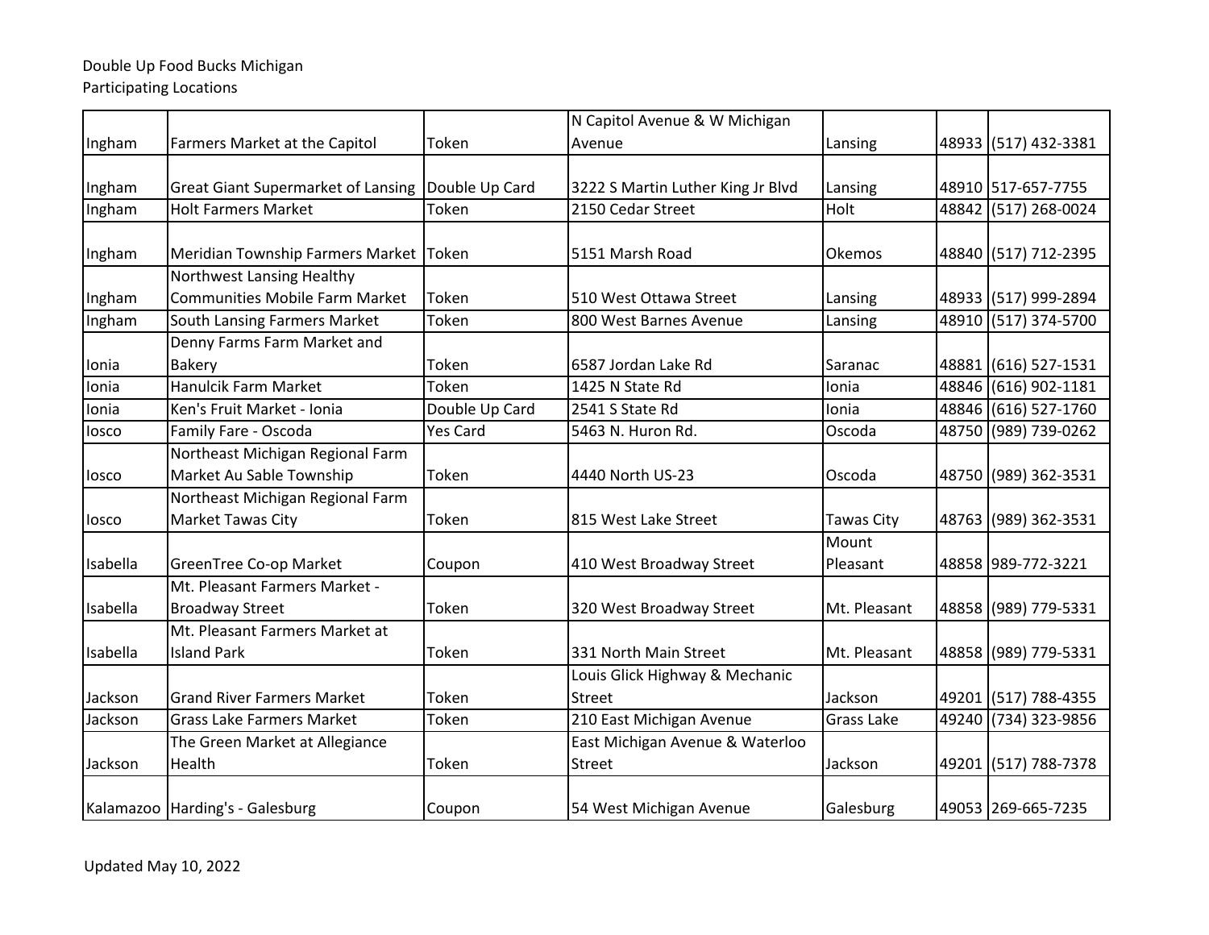Double Up Food Bucks Michigan
Participating Locations

| | | | | | | |
|---|---|---|---|---|---|---|
| Ingham | Farmers Market at the Capitol | Token | N Capitol Avenue & W Michigan Avenue | Lansing | 48933 | (517) 432-3381 |
| Ingham | Great Giant Supermarket of Lansing | Double Up Card | 3222 S Martin Luther King Jr Blvd | Lansing | 48910 | 517-657-7755 |
| Ingham | Holt Farmers Market | Token | 2150 Cedar Street | Holt | 48842 | (517) 268-0024 |
| Ingham | Meridian Township Farmers Market | Token | 5151 Marsh Road | Okemos | 48840 | (517) 712-2395 |
| Ingham | Northwest Lansing Healthy Communities Mobile Farm Market | Token | 510 West Ottawa Street | Lansing | 48933 | (517) 999-2894 |
| Ingham | South Lansing Farmers Market | Token | 800 West Barnes Avenue | Lansing | 48910 | (517) 374-5700 |
| Ionia | Denny Farms Farm Market and Bakery | Token | 6587 Jordan Lake Rd | Saranac | 48881 | (616) 527-1531 |
| Ionia | Hanulcik Farm Market | Token | 1425 N State Rd | Ionia | 48846 | (616) 902-1181 |
| Ionia | Ken's Fruit Market - Ionia | Double Up Card | 2541 S State Rd | Ionia | 48846 | (616) 527-1760 |
| Iosco | Family Fare - Oscoda | Yes Card | 5463 N. Huron Rd. | Oscoda | 48750 | (989) 739-0262 |
| Iosco | Northeast Michigan Regional Farm Market Au Sable Township | Token | 4440 North US-23 | Oscoda | 48750 | (989) 362-3531 |
| Iosco | Northeast Michigan Regional Farm Market Tawas City | Token | 815 West Lake Street | Tawas City | 48763 | (989) 362-3531 |
| Isabella | GreenTree Co-op Market | Coupon | 410 West Broadway Street | Mount Pleasant | 48858 | 989-772-3221 |
| Isabella | Mt. Pleasant Farmers Market - Broadway Street | Token | 320 West Broadway Street | Mt. Pleasant | 48858 | (989) 779-5331 |
| Isabella | Mt. Pleasant Farmers Market at Island Park | Token | 331 North Main Street | Mt. Pleasant | 48858 | (989) 779-5331 |
| Jackson | Grand River Farmers Market | Token | Louis Glick Highway & Mechanic Street | Jackson | 49201 | (517) 788-4355 |
| Jackson | Grass Lake Farmers Market | Token | 210 East Michigan Avenue | Grass Lake | 49240 | (734) 323-9856 |
| Jackson | The Green Market at Allegiance Health | Token | East Michigan Avenue & Waterloo Street | Jackson | 49201 | (517) 788-7378 |
| Kalamazoo | Harding's - Galesburg | Coupon | 54 West Michigan Avenue | Galesburg | 49053 | 269-665-7235 |

Updated May 10, 2022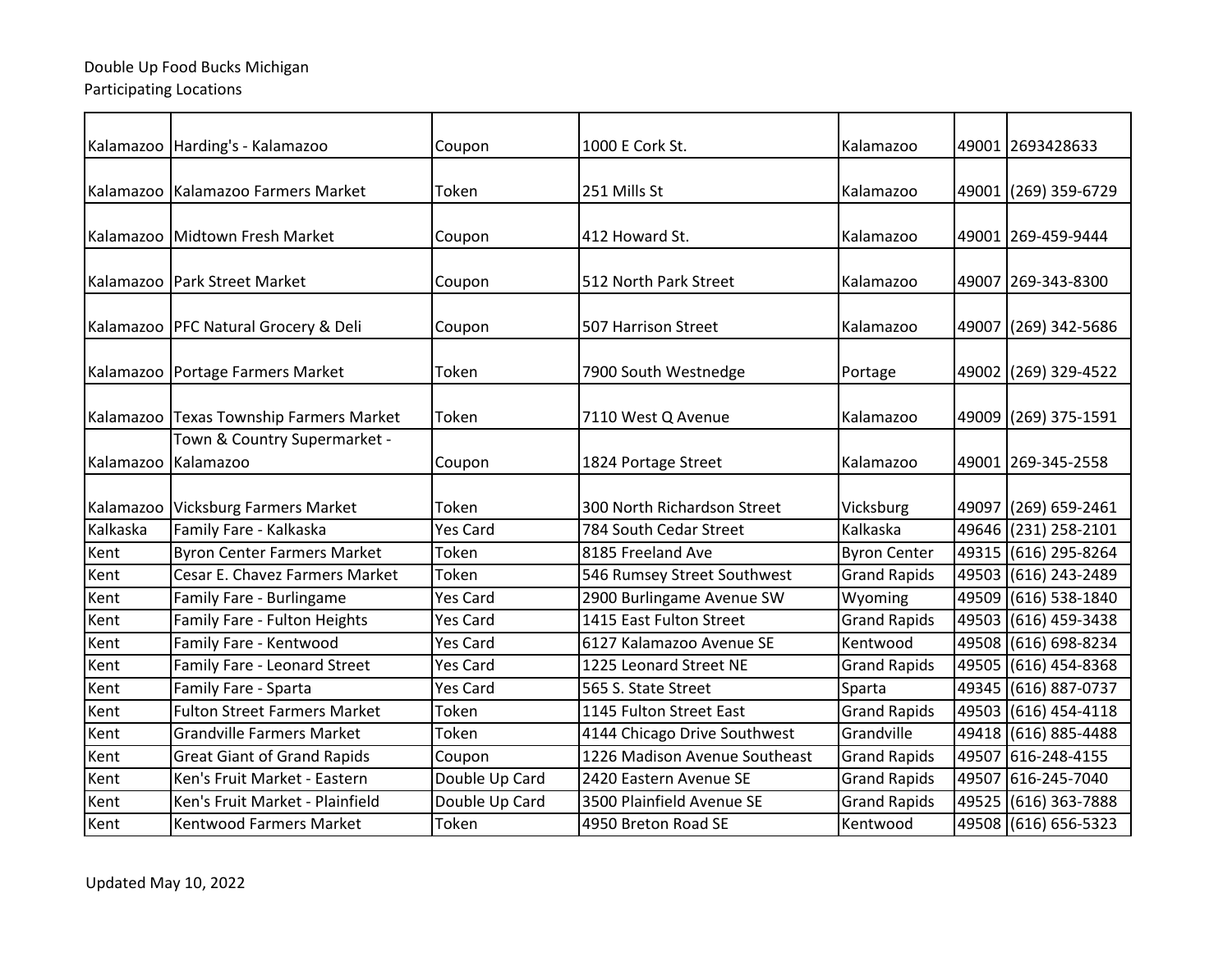Double Up Food Bucks Michigan
Participating Locations

| | | | | | | |
|---|---|---|---|---|---|---|
| Kalamazoo | Harding's - Kalamazoo | Coupon | 1000 E Cork St. | Kalamazoo | 49001 | 2693428633 |
| Kalamazoo | Kalamazoo Farmers Market | Token | 251 Mills St | Kalamazoo | 49001 | (269) 359-6729 |
| Kalamazoo | Midtown Fresh Market | Coupon | 412 Howard St. | Kalamazoo | 49001 | 269-459-9444 |
| Kalamazoo | Park Street Market | Coupon | 512 North Park Street | Kalamazoo | 49007 | 269-343-8300 |
| Kalamazoo | PFC Natural Grocery & Deli | Coupon | 507 Harrison Street | Kalamazoo | 49007 | (269) 342-5686 |
| Kalamazoo | Portage Farmers Market | Token | 7900 South Westnedge | Portage | 49002 | (269) 329-4522 |
| Kalamazoo | Texas Township Farmers Market | Token | 7110 West Q Avenue | Kalamazoo | 49009 | (269) 375-1591 |
| Kalamazoo | Town & Country Supermarket - Kalamazoo | Coupon | 1824 Portage Street | Kalamazoo | 49001 | 269-345-2558 |
| Kalamazoo | Vicksburg Farmers Market | Token | 300 North Richardson Street | Vicksburg | 49097 | (269) 659-2461 |
| Kalkaska | Family Fare - Kalkaska | Yes Card | 784 South Cedar Street | Kalkaska | 49646 | (231) 258-2101 |
| Kent | Byron Center Farmers Market | Token | 8185 Freeland Ave | Byron Center | 49315 | (616) 295-8264 |
| Kent | Cesar E. Chavez Farmers Market | Token | 546 Rumsey Street Southwest | Grand Rapids | 49503 | (616) 243-2489 |
| Kent | Family Fare - Burlingame | Yes Card | 2900 Burlingame Avenue SW | Wyoming | 49509 | (616) 538-1840 |
| Kent | Family Fare - Fulton Heights | Yes Card | 1415 East Fulton Street | Grand Rapids | 49503 | (616) 459-3438 |
| Kent | Family Fare - Kentwood | Yes Card | 6127 Kalamazoo Avenue SE | Kentwood | 49508 | (616) 698-8234 |
| Kent | Family Fare - Leonard Street | Yes Card | 1225 Leonard Street NE | Grand Rapids | 49505 | (616) 454-8368 |
| Kent | Family Fare - Sparta | Yes Card | 565 S. State Street | Sparta | 49345 | (616) 887-0737 |
| Kent | Fulton Street Farmers Market | Token | 1145 Fulton Street East | Grand Rapids | 49503 | (616) 454-4118 |
| Kent | Grandville Farmers Market | Token | 4144 Chicago Drive Southwest | Grandville | 49418 | (616) 885-4488 |
| Kent | Great Giant of Grand Rapids | Coupon | 1226 Madison Avenue Southeast | Grand Rapids | 49507 | 616-248-4155 |
| Kent | Ken's Fruit Market - Eastern | Double Up Card | 2420 Eastern Avenue SE | Grand Rapids | 49507 | 616-245-7040 |
| Kent | Ken's Fruit Market - Plainfield | Double Up Card | 3500 Plainfield Avenue SE | Grand Rapids | 49525 | (616) 363-7888 |
| Kent | Kentwood Farmers Market | Token | 4950 Breton Road SE | Kentwood | 49508 | (616) 656-5323 |

Updated May 10, 2022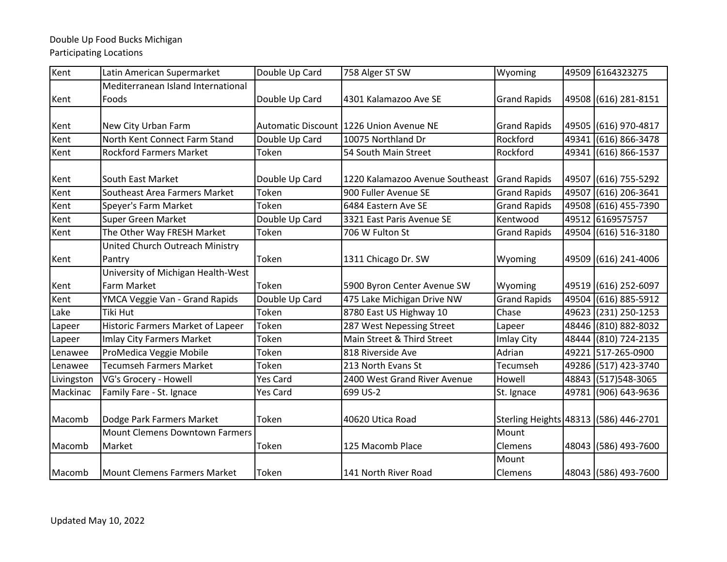Double Up Food Bucks Michigan
Participating Locations

| | | | | | | |
|---|---|---|---|---|---|---|
| Kent | Latin American Supermarket | Double Up Card | 758 Alger ST SW | Wyoming | 49509 | 6164323275 |
| Kent | Mediterranean Island International Foods | Double Up Card | 4301 Kalamazoo Ave SE | Grand Rapids | 49508 | (616) 281-8151 |
| Kent | New City Urban Farm | Automatic Discount | 1226 Union Avenue NE | Grand Rapids | 49505 | (616) 970-4817 |
| Kent | North Kent Connect Farm Stand | Double Up Card | 10075 Northland Dr | Rockford | 49341 | (616) 866-3478 |
| Kent | Rockford Farmers Market | Token | 54 South Main Street | Rockford | 49341 | (616) 866-1537 |
| Kent | South East Market | Double Up Card | 1220 Kalamazoo Avenue Southeast | Grand Rapids | 49507 | (616) 755-5292 |
| Kent | Southeast Area Farmers Market | Token | 900 Fuller Avenue SE | Grand Rapids | 49507 | (616) 206-3641 |
| Kent | Speyer's Farm Market | Token | 6484 Eastern Ave SE | Grand Rapids | 49508 | (616) 455-7390 |
| Kent | Super Green Market | Double Up Card | 3321 East Paris Avenue SE | Kentwood | 49512 | 6169575757 |
| Kent | The Other Way FRESH Market | Token | 706 W Fulton St | Grand Rapids | 49504 | (616) 516-3180 |
| Kent | United Church Outreach Ministry Pantry | Token | 1311 Chicago Dr. SW | Wyoming | 49509 | (616) 241-4006 |
| Kent | University of Michigan Health-West Farm Market | Token | 5900 Byron Center Avenue SW | Wyoming | 49519 | (616) 252-6097 |
| Kent | YMCA Veggie Van - Grand Rapids | Double Up Card | 475 Lake Michigan Drive NW | Grand Rapids | 49504 | (616) 885-5912 |
| Lake | Tiki Hut | Token | 8780 East US Highway 10 | Chase | 49623 | (231) 250-1253 |
| Lapeer | Historic Farmers Market of Lapeer | Token | 287 West Nepessing Street | Lapeer | 48446 | (810) 882-8032 |
| Lapeer | Imlay City Farmers Market | Token | Main Street & Third Street | Imlay City | 48444 | (810) 724-2135 |
| Lenawee | ProMedica Veggie Mobile | Token | 818 Riverside Ave | Adrian | 49221 | 517-265-0900 |
| Lenawee | Tecumseh Farmers Market | Token | 213 North Evans St | Tecumseh | 49286 | (517) 423-3740 |
| Livingston | VG's Grocery - Howell | Yes Card | 2400 West Grand River Avenue | Howell | 48843 | (517)548-3065 |
| Mackinac | Family Fare - St. Ignace | Yes Card | 699 US-2 | St. Ignace | 49781 | (906) 643-9636 |
| Macomb | Dodge Park Farmers Market | Token | 40620 Utica Road | Sterling Heights | 48313 | (586) 446-2701 |
| Macomb | Mount Clemens Downtown Farmers Market | Token | 125 Macomb Place | Mount Clemens | 48043 | (586) 493-7600 |
| Macomb | Mount Clemens Farmers Market | Token | 141 North River Road | Mount Clemens | 48043 | (586) 493-7600 |

Updated May 10, 2022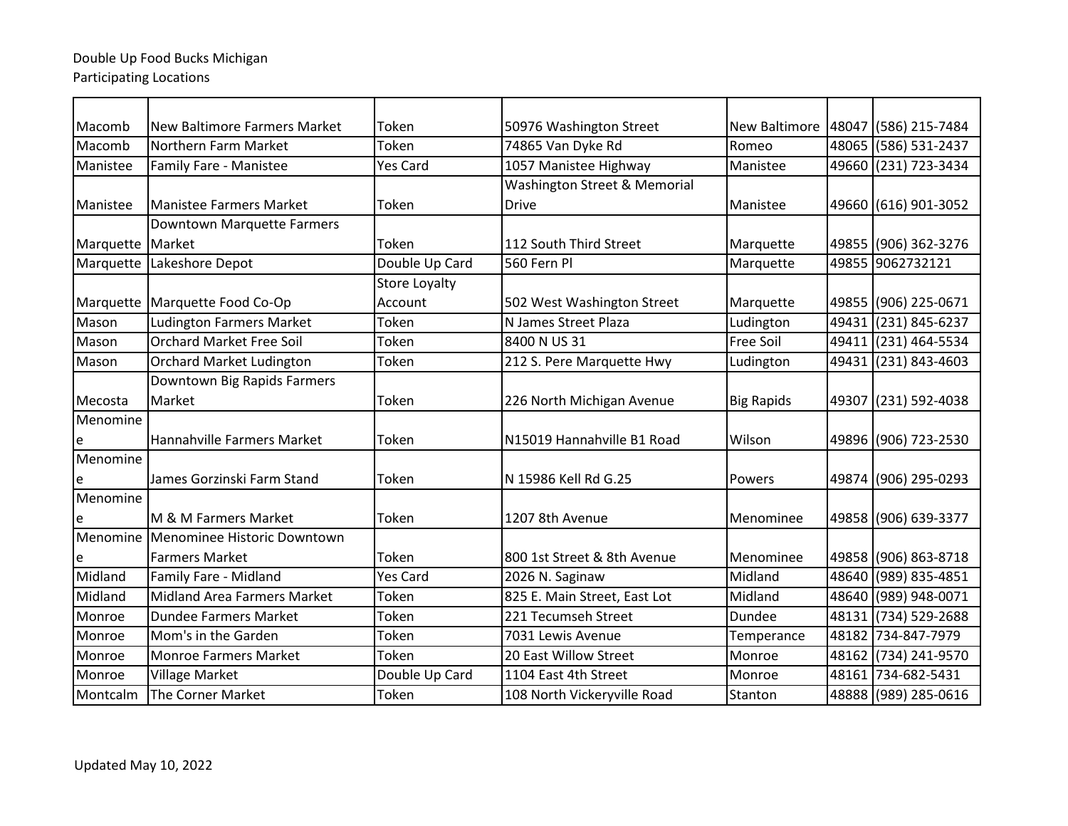Double Up Food Bucks Michigan
Participating Locations

| | | | | | | |
|---|---|---|---|---|---|---|
| Macomb | New Baltimore Farmers Market | Token | 50976 Washington Street | New Baltimore | 48047 | (586) 215-7484 |
| Macomb | Northern Farm Market | Token | 74865 Van Dyke Rd | Romeo | 48065 | (586) 531-2437 |
| Manistee | Family Fare - Manistee | Yes Card | 1057 Manistee Highway | Manistee | 49660 | (231) 723-3434 |
| Manistee | Manistee Farmers Market | Token | Washington Street & Memorial Drive | Manistee | 49660 | (616) 901-3052 |
| Marquette | Downtown Marquette Farmers Market | Token | 112 South Third Street | Marquette | 49855 | (906) 362-3276 |
| Marquette | Lakeshore Depot | Double Up Card | 560 Fern Pl | Marquette | 49855 | 9062732121 |
| Marquette | Marquette Food Co-Op | Store Loyalty Account | 502 West Washington Street | Marquette | 49855 | (906) 225-0671 |
| Mason | Ludington Farmers Market | Token | N James Street Plaza | Ludington | 49431 | (231) 845-6237 |
| Mason | Orchard Market Free Soil | Token | 8400 N US 31 | Free Soil | 49411 | (231) 464-5534 |
| Mason | Orchard Market Ludington | Token | 212 S. Pere Marquette Hwy | Ludington | 49431 | (231) 843-4603 |
| Mecosta | Downtown Big Rapids Farmers Market | Token | 226 North Michigan Avenue | Big Rapids | 49307 | (231) 592-4038 |
| Menominee | Hannahville Farmers Market | Token | N15019 Hannahville B1 Road | Wilson | 49896 | (906) 723-2530 |
| Menominee | James Gorzinski Farm Stand | Token | N 15986 Kell Rd G.25 | Powers | 49874 | (906) 295-0293 |
| Menominee | M & M Farmers Market | Token | 1207 8th Avenue | Menominee | 49858 | (906) 639-3377 |
| Menominee | Menominee Historic Downtown Farmers Market | Token | 800 1st Street & 8th Avenue | Menominee | 49858 | (906) 863-8718 |
| Midland | Family Fare - Midland | Yes Card | 2026 N. Saginaw | Midland | 48640 | (989) 835-4851 |
| Midland | Midland Area Farmers Market | Token | 825 E. Main Street, East Lot | Midland | 48640 | (989) 948-0071 |
| Monroe | Dundee Farmers Market | Token | 221 Tecumseh Street | Dundee | 48131 | (734) 529-2688 |
| Monroe | Mom's in the Garden | Token | 7031 Lewis Avenue | Temperance | 48182 | 734-847-7979 |
| Monroe | Monroe Farmers Market | Token | 20 East Willow Street | Monroe | 48162 | (734) 241-9570 |
| Monroe | Village Market | Double Up Card | 1104 East 4th Street | Monroe | 48161 | 734-682-5431 |
| Montcalm | The Corner Market | Token | 108 North Vickeryville Road | Stanton | 48888 | (989) 285-0616 |

Updated May 10, 2022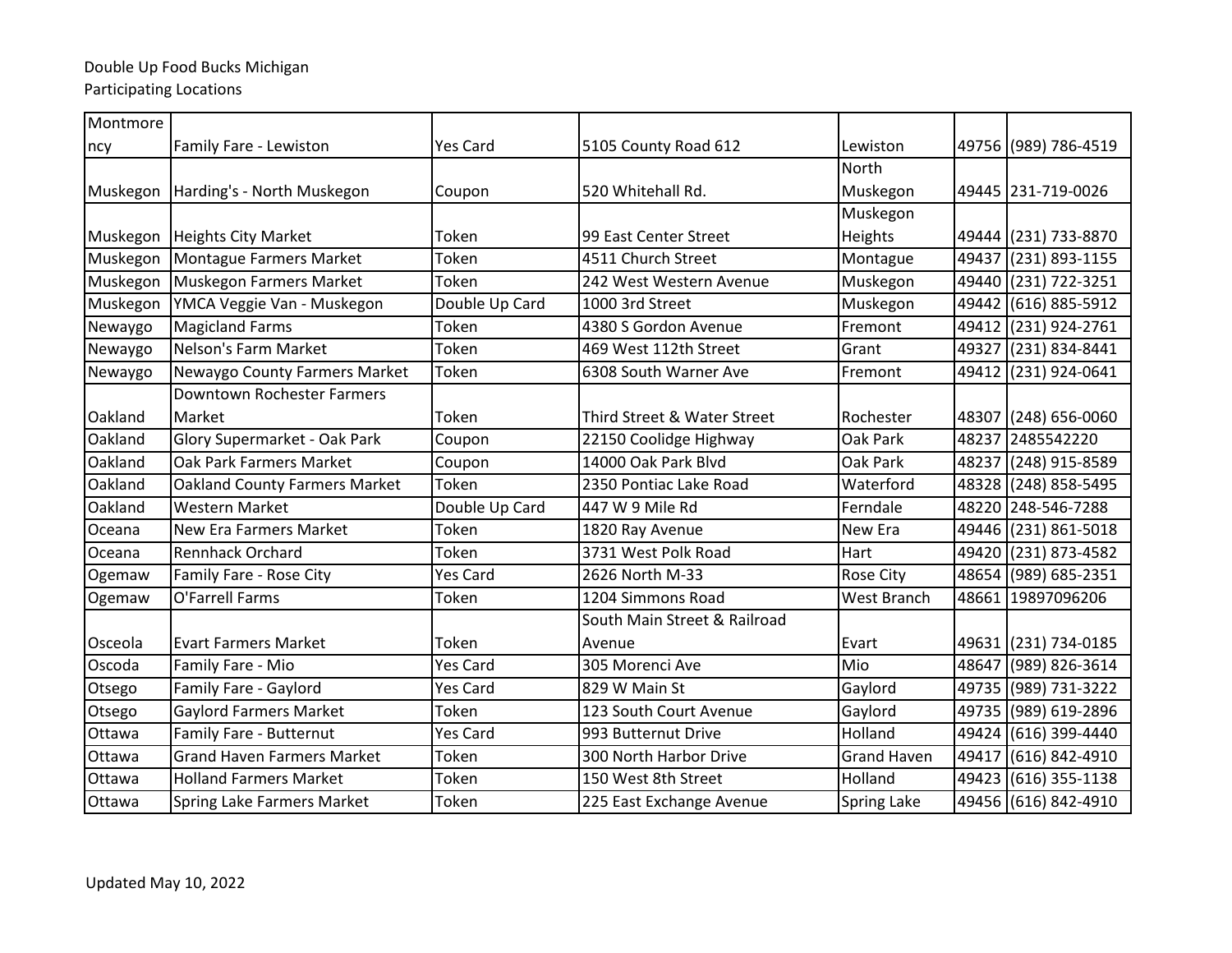Double Up Food Bucks Michigan
Participating Locations

| | | | | | | |
|---|---|---|---|---|---|---|
| Montmorency | Family Fare - Lewiston | Yes Card | 5105 County Road 612 | Lewiston | 49756 | (989) 786-4519 |
| Muskegon | Harding's - North Muskegon | Coupon | 520 Whitehall Rd. | North Muskegon | 49445 | 231-719-0026 |
| Muskegon | Heights City Market | Token | 99 East Center Street | Muskegon Heights | 49444 | (231) 733-8870 |
| Muskegon | Montague Farmers Market | Token | 4511 Church Street | Montague | 49437 | (231) 893-1155 |
| Muskegon | Muskegon Farmers Market | Token | 242 West Western Avenue | Muskegon | 49440 | (231) 722-3251 |
| Muskegon | YMCA Veggie Van - Muskegon | Double Up Card | 1000 3rd Street | Muskegon | 49442 | (616) 885-5912 |
| Newaygo | Magicland Farms | Token | 4380 S Gordon Avenue | Fremont | 49412 | (231) 924-2761 |
| Newaygo | Nelson's Farm Market | Token | 469 West 112th Street | Grant | 49327 | (231) 834-8441 |
| Newaygo | Newaygo County Farmers Market | Token | 6308 South Warner Ave | Fremont | 49412 | (231) 924-0641 |
| Oakland | Downtown Rochester Farmers Market | Token | Third Street & Water Street | Rochester | 48307 | (248) 656-0060 |
| Oakland | Glory Supermarket - Oak Park | Coupon | 22150 Coolidge Highway | Oak Park | 48237 | 2485542220 |
| Oakland | Oak Park Farmers Market | Coupon | 14000 Oak Park Blvd | Oak Park | 48237 | (248) 915-8589 |
| Oakland | Oakland County Farmers Market | Token | 2350 Pontiac Lake Road | Waterford | 48328 | (248) 858-5495 |
| Oakland | Western Market | Double Up Card | 447 W 9 Mile Rd | Ferndale | 48220 | 248-546-7288 |
| Oceana | New Era Farmers Market | Token | 1820 Ray Avenue | New Era | 49446 | (231) 861-5018 |
| Oceana | Rennhack Orchard | Token | 3731 West Polk Road | Hart | 49420 | (231) 873-4582 |
| Ogemaw | Family Fare - Rose City | Yes Card | 2626 North M-33 | Rose City | 48654 | (989) 685-2351 |
| Ogemaw | O'Farrell Farms | Token | 1204 Simmons Road | West Branch | 48661 | 19897096206 |
| Osceola | Evart Farmers Market | Token | South Main Street & Railroad Avenue | Evart | 49631 | (231) 734-0185 |
| Oscoda | Family Fare - Mio | Yes Card | 305 Morenci Ave | Mio | 48647 | (989) 826-3614 |
| Otsego | Family Fare - Gaylord | Yes Card | 829 W Main St | Gaylord | 49735 | (989) 731-3222 |
| Otsego | Gaylord Farmers Market | Token | 123 South Court Avenue | Gaylord | 49735 | (989) 619-2896 |
| Ottawa | Family Fare - Butternut | Yes Card | 993 Butternut Drive | Holland | 49424 | (616) 399-4440 |
| Ottawa | Grand Haven Farmers Market | Token | 300 North Harbor Drive | Grand Haven | 49417 | (616) 842-4910 |
| Ottawa | Holland Farmers Market | Token | 150 West 8th Street | Holland | 49423 | (616) 355-1138 |
| Ottawa | Spring Lake Farmers Market | Token | 225 East Exchange Avenue | Spring Lake | 49456 | (616) 842-4910 |

Updated May 10, 2022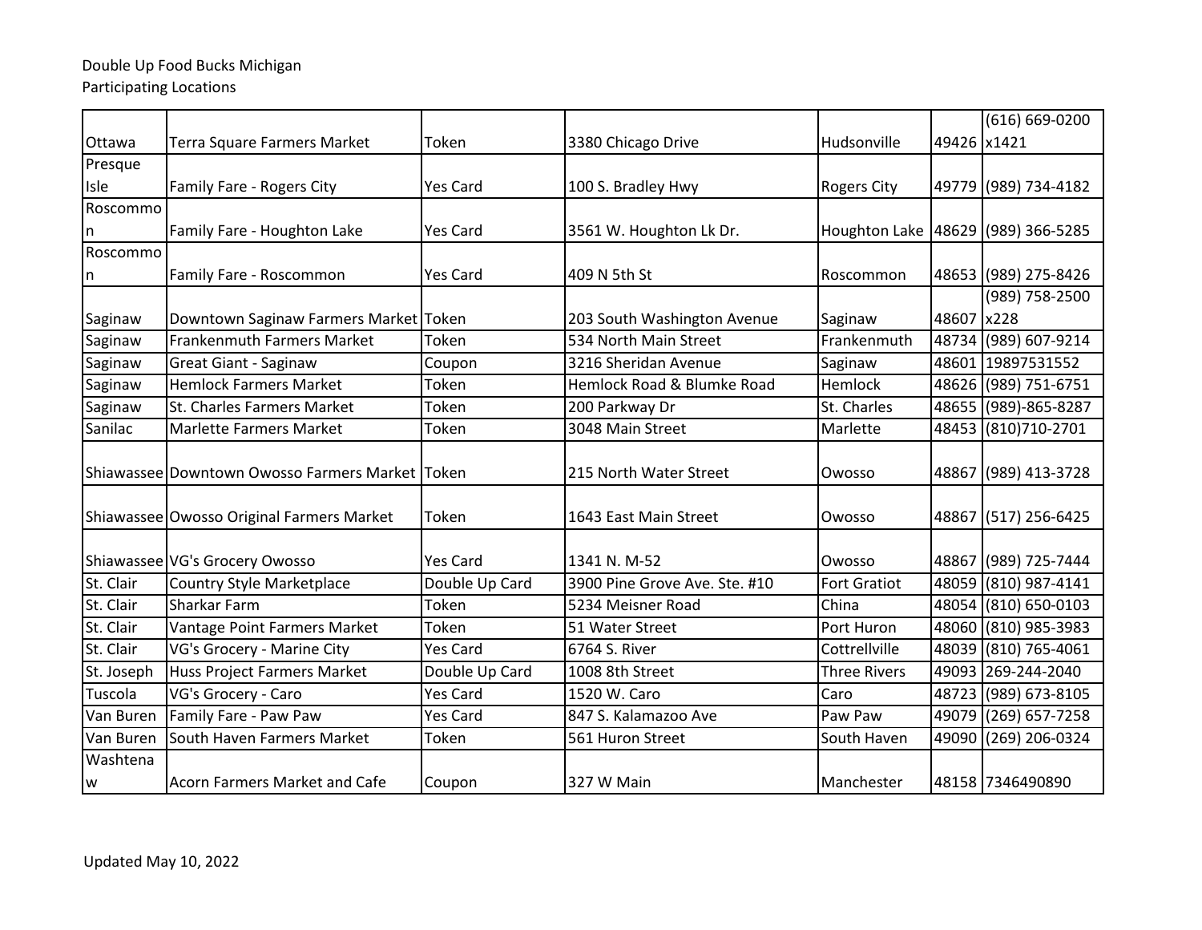Double Up Food Bucks Michigan
Participating Locations

| | | | | | | |
|---|---|---|---|---|---|---|
| Ottawa | Terra Square Farmers Market | Token | 3380 Chicago Drive | Hudsonville | 49426 | (616) 669-0200 x1421 |
| Presque Isle | Family Fare - Rogers City | Yes Card | 100 S. Bradley Hwy | Rogers City | 49779 | (989) 734-4182 |
| Roscommon | Family Fare - Houghton Lake | Yes Card | 3561 W. Houghton Lk Dr. | Houghton Lake | 48629 | (989) 366-5285 |
| Roscommon | Family Fare - Roscommon | Yes Card | 409 N 5th St | Roscommon | 48653 | (989) 275-8426 |
| Saginaw | Downtown Saginaw Farmers Market | Token | 203 South Washington Avenue | Saginaw | 48607 | (989) 758-2500 x228 |
| Saginaw | Frankenmuth Farmers Market | Token | 534 North Main Street | Frankenmuth | 48734 | (989) 607-9214 |
| Saginaw | Great Giant - Saginaw | Coupon | 3216 Sheridan Avenue | Saginaw | 48601 | 19897531552 |
| Saginaw | Hemlock Farmers Market | Token | Hemlock Road & Blumke Road | Hemlock | 48626 | (989) 751-6751 |
| Saginaw | St. Charles Farmers Market | Token | 200 Parkway Dr | St. Charles | 48655 | (989)-865-8287 |
| Sanilac | Marlette Farmers Market | Token | 3048 Main Street | Marlette | 48453 | (810)710-2701 |
| Shiawassee | Downtown Owosso Farmers Market | Token | 215 North Water Street | Owosso | 48867 | (989) 413-3728 |
| Shiawassee | Owosso Original Farmers Market | Token | 1643 East Main Street | Owosso | 48867 | (517) 256-6425 |
| Shiawassee | VG's Grocery Owosso | Yes Card | 1341 N. M-52 | Owosso | 48867 | (989) 725-7444 |
| St. Clair | Country Style Marketplace | Double Up Card | 3900 Pine Grove Ave. Ste. #10 | Fort Gratiot | 48059 | (810) 987-4141 |
| St. Clair | Sharkar Farm | Token | 5234 Meisner Road | China | 48054 | (810) 650-0103 |
| St. Clair | Vantage Point Farmers Market | Token | 51 Water Street | Port Huron | 48060 | (810) 985-3983 |
| St. Clair | VG's Grocery - Marine City | Yes Card | 6764 S. River | Cottrellville | 48039 | (810) 765-4061 |
| St. Joseph | Huss Project Farmers Market | Double Up Card | 1008 8th Street | Three Rivers | 49093 | 269-244-2040 |
| Tuscola | VG's Grocery - Caro | Yes Card | 1520 W. Caro | Caro | 48723 | (989) 673-8105 |
| Van Buren | Family Fare - Paw Paw | Yes Card | 847 S. Kalamazoo Ave | Paw Paw | 49079 | (269) 657-7258 |
| Van Buren | South Haven Farmers Market | Token | 561 Huron Street | South Haven | 49090 | (269) 206-0324 |
| Washtenaw | Acorn Farmers Market and Cafe | Coupon | 327 W Main | Manchester | 48158 | 7346490890 |

Updated May 10, 2022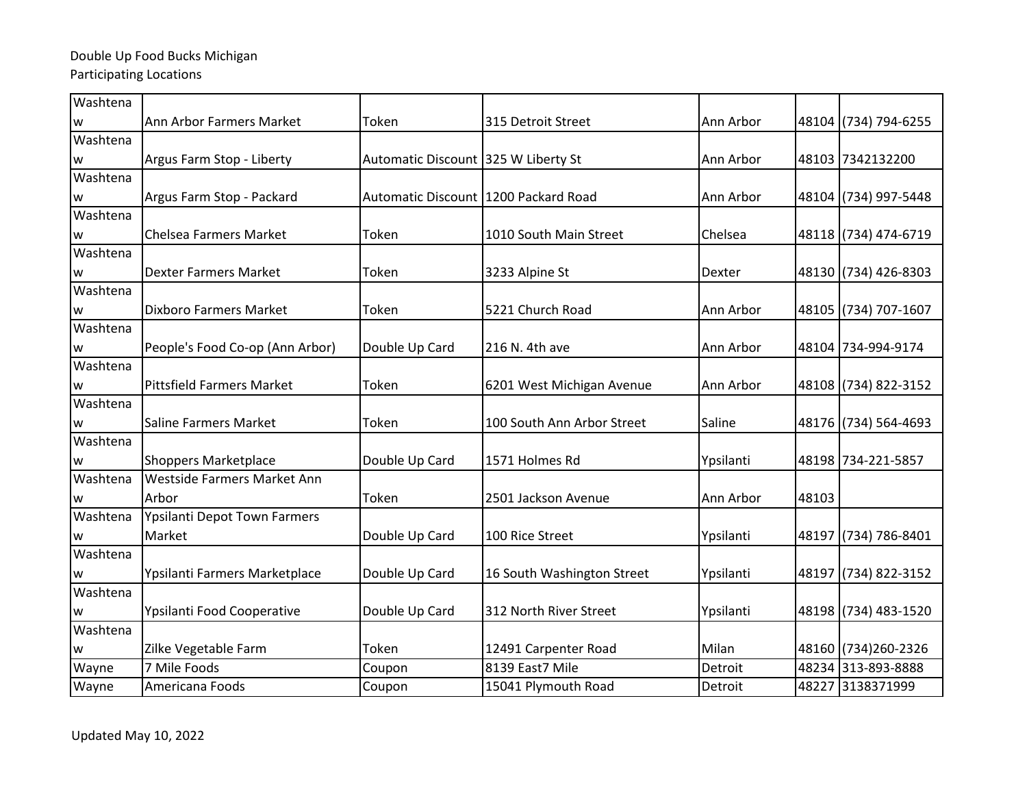Double Up Food Bucks Michigan
Participating Locations

| | | | | | | |
|---|---|---|---|---|---|---|
| Washtenaw | Ann Arbor Farmers Market | Token | 315 Detroit Street | Ann Arbor | 48104 | (734) 794-6255 |
| Washtenaw | Argus Farm Stop - Liberty | Automatic Discount | 325 W Liberty St | Ann Arbor | 48103 | 7342132200 |
| Washtenaw | Argus Farm Stop - Packard | Automatic Discount | 1200 Packard Road | Ann Arbor | 48104 | (734) 997-5448 |
| Washtenaw | Chelsea Farmers Market | Token | 1010 South Main Street | Chelsea | 48118 | (734) 474-6719 |
| Washtenaw | Dexter Farmers Market | Token | 3233 Alpine St | Dexter | 48130 | (734) 426-8303 |
| Washtenaw | Dixboro Farmers Market | Token | 5221 Church Road | Ann Arbor | 48105 | (734) 707-1607 |
| Washtenaw | People's Food Co-op (Ann Arbor) | Double Up Card | 216 N. 4th ave | Ann Arbor | 48104 | 734-994-9174 |
| Washtenaw | Pittsfield Farmers Market | Token | 6201 West Michigan Avenue | Ann Arbor | 48108 | (734) 822-3152 |
| Washtenaw | Saline Farmers Market | Token | 100 South Ann Arbor Street | Saline | 48176 | (734) 564-4693 |
| Washtenaw | Shoppers Marketplace | Double Up Card | 1571 Holmes Rd | Ypsilanti | 48198 | 734-221-5857 |
| Washtenaw | Westside Farmers Market Ann Arbor | Token | 2501 Jackson Avenue | Ann Arbor | 48103 | |
| Washtenaw | Ypsilanti Depot Town Farmers Market | Double Up Card | 100 Rice Street | Ypsilanti | 48197 | (734) 786-8401 |
| Washtenaw | Ypsilanti Farmers Marketplace | Double Up Card | 16 South Washington Street | Ypsilanti | 48197 | (734) 822-3152 |
| Washtenaw | Ypsilanti Food Cooperative | Double Up Card | 312 North River Street | Ypsilanti | 48198 | (734) 483-1520 |
| Washtenaw | Zilke Vegetable Farm | Token | 12491 Carpenter Road | Milan | 48160 | (734)260-2326 |
| Wayne | 7 Mile Foods | Coupon | 8139 East7 Mile | Detroit | 48234 | 313-893-8888 |
| Wayne | Americana Foods | Coupon | 15041 Plymouth Road | Detroit | 48227 | 3138371999 |

Updated May 10, 2022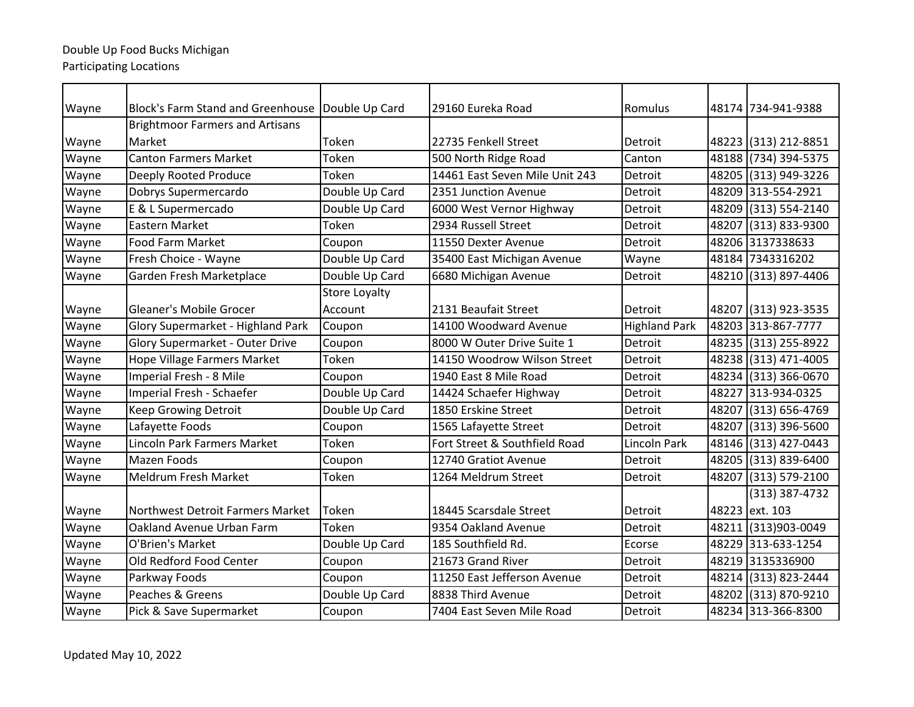Double Up Food Bucks Michigan
Participating Locations

| | | | | | | |
|---|---|---|---|---|---|---|
| Wayne | Block's Farm Stand and Greenhouse | Double Up Card | 29160 Eureka Road | Romulus | 48174 | 734-941-9388 |
| Wayne | Brightmoor Farmers and Artisans Market | Token | 22735 Fenkell Street | Detroit | 48223 | (313) 212-8851 |
| Wayne | Canton Farmers Market | Token | 500 North Ridge Road | Canton | 48188 | (734) 394-5375 |
| Wayne | Deeply Rooted Produce | Token | 14461 East Seven Mile Unit 243 | Detroit | 48205 | (313) 949-3226 |
| Wayne | Dobrys Supermercardo | Double Up Card | 2351 Junction Avenue | Detroit | 48209 | 313-554-2921 |
| Wayne | E & L Supermercado | Double Up Card | 6000 West Vernor Highway | Detroit | 48209 | (313) 554-2140 |
| Wayne | Eastern Market | Token | 2934 Russell Street | Detroit | 48207 | (313) 833-9300 |
| Wayne | Food Farm Market | Coupon | 11550 Dexter Avenue | Detroit | 48206 | 3137338633 |
| Wayne | Fresh Choice - Wayne | Double Up Card | 35400 East Michigan Avenue | Wayne | 48184 | 7343316202 |
| Wayne | Garden Fresh Marketplace | Double Up Card | 6680 Michigan Avenue | Detroit | 48210 | (313) 897-4406 |
| Wayne | Gleaner's Mobile Grocer | Store Loyalty Account | 2131 Beaufait Street | Detroit | 48207 | (313) 923-3535 |
| Wayne | Glory Supermarket - Highland Park | Coupon | 14100 Woodward Avenue | Highland Park | 48203 | 313-867-7777 |
| Wayne | Glory Supermarket - Outer Drive | Coupon | 8000 W Outer Drive Suite 1 | Detroit | 48235 | (313) 255-8922 |
| Wayne | Hope Village Farmers Market | Token | 14150 Woodrow Wilson Street | Detroit | 48238 | (313) 471-4005 |
| Wayne | Imperial Fresh - 8 Mile | Coupon | 1940 East 8 Mile Road | Detroit | 48234 | (313) 366-0670 |
| Wayne | Imperial Fresh - Schaefer | Double Up Card | 14424 Schaefer Highway | Detroit | 48227 | 313-934-0325 |
| Wayne | Keep Growing Detroit | Double Up Card | 1850 Erskine Street | Detroit | 48207 | (313) 656-4769 |
| Wayne | Lafayette Foods | Coupon | 1565 Lafayette Street | Detroit | 48207 | (313) 396-5600 |
| Wayne | Lincoln Park Farmers Market | Token | Fort Street & Southfield Road | Lincoln Park | 48146 | (313) 427-0443 |
| Wayne | Mazen Foods | Coupon | 12740 Gratiot Avenue | Detroit | 48205 | (313) 839-6400 |
| Wayne | Meldrum Fresh Market | Token | 1264 Meldrum Street | Detroit | 48207 | (313) 579-2100 |
| Wayne | Northwest Detroit Farmers Market | Token | 18445 Scarsdale Street | Detroit | 48223 | (313) 387-4732 ext. 103 |
| Wayne | Oakland Avenue Urban Farm | Token | 9354 Oakland Avenue | Detroit | 48211 | (313)903-0049 |
| Wayne | O'Brien's Market | Double Up Card | 185 Southfield Rd. | Ecorse | 48229 | 313-633-1254 |
| Wayne | Old Redford Food Center | Coupon | 21673 Grand River | Detroit | 48219 | 3135336900 |
| Wayne | Parkway Foods | Coupon | 11250 East Jefferson Avenue | Detroit | 48214 | (313) 823-2444 |
| Wayne | Peaches & Greens | Double Up Card | 8838 Third Avenue | Detroit | 48202 | (313) 870-9210 |
| Wayne | Pick & Save Supermarket | Coupon | 7404 East Seven Mile Road | Detroit | 48234 | 313-366-8300 |

Updated May 10, 2022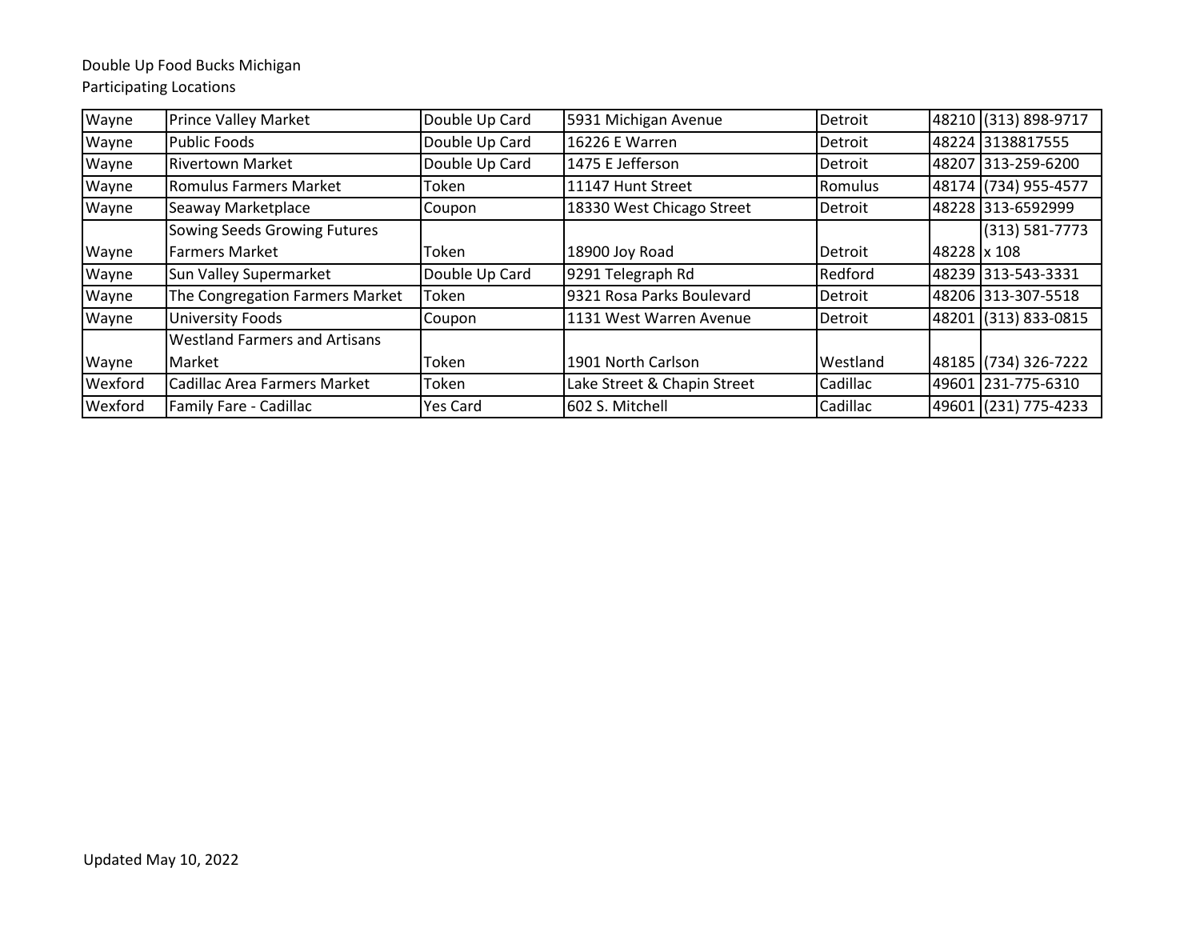Double Up Food Bucks Michigan
Participating Locations

| | | | | | | |
|---|---|---|---|---|---|---|
| Wayne | Prince Valley Market | Double Up Card | 5931 Michigan Avenue | Detroit | 48210 | (313) 898-9717 |
| Wayne | Public Foods | Double Up Card | 16226 E Warren | Detroit | 48224 | 3138817555 |
| Wayne | Rivertown Market | Double Up Card | 1475 E Jefferson | Detroit | 48207 | 313-259-6200 |
| Wayne | Romulus Farmers Market | Token | 11147 Hunt Street | Romulus | 48174 | (734) 955-4577 |
| Wayne | Seaway Marketplace | Coupon | 18330 West Chicago Street | Detroit | 48228 | 313-6592999 |
| Wayne | Sowing Seeds Growing Futures Farmers Market | Token | 18900 Joy Road | Detroit | 48228 | (313) 581-7773 x 108 |
| Wayne | Sun Valley Supermarket | Double Up Card | 9291 Telegraph Rd | Redford | 48239 | 313-543-3331 |
| Wayne | The Congregation Farmers Market | Token | 9321 Rosa Parks Boulevard | Detroit | 48206 | 313-307-5518 |
| Wayne | University Foods | Coupon | 1131 West Warren Avenue | Detroit | 48201 | (313) 833-0815 |
| Wayne | Westland Farmers and Artisans Market | Token | 1901 North Carlson | Westland | 48185 | (734) 326-7222 |
| Wexford | Cadillac Area Farmers Market | Token | Lake Street & Chapin Street | Cadillac | 49601 | 231-775-6310 |
| Wexford | Family Fare - Cadillac | Yes Card | 602 S. Mitchell | Cadillac | 49601 | (231) 775-4233 |

Updated May 10, 2022